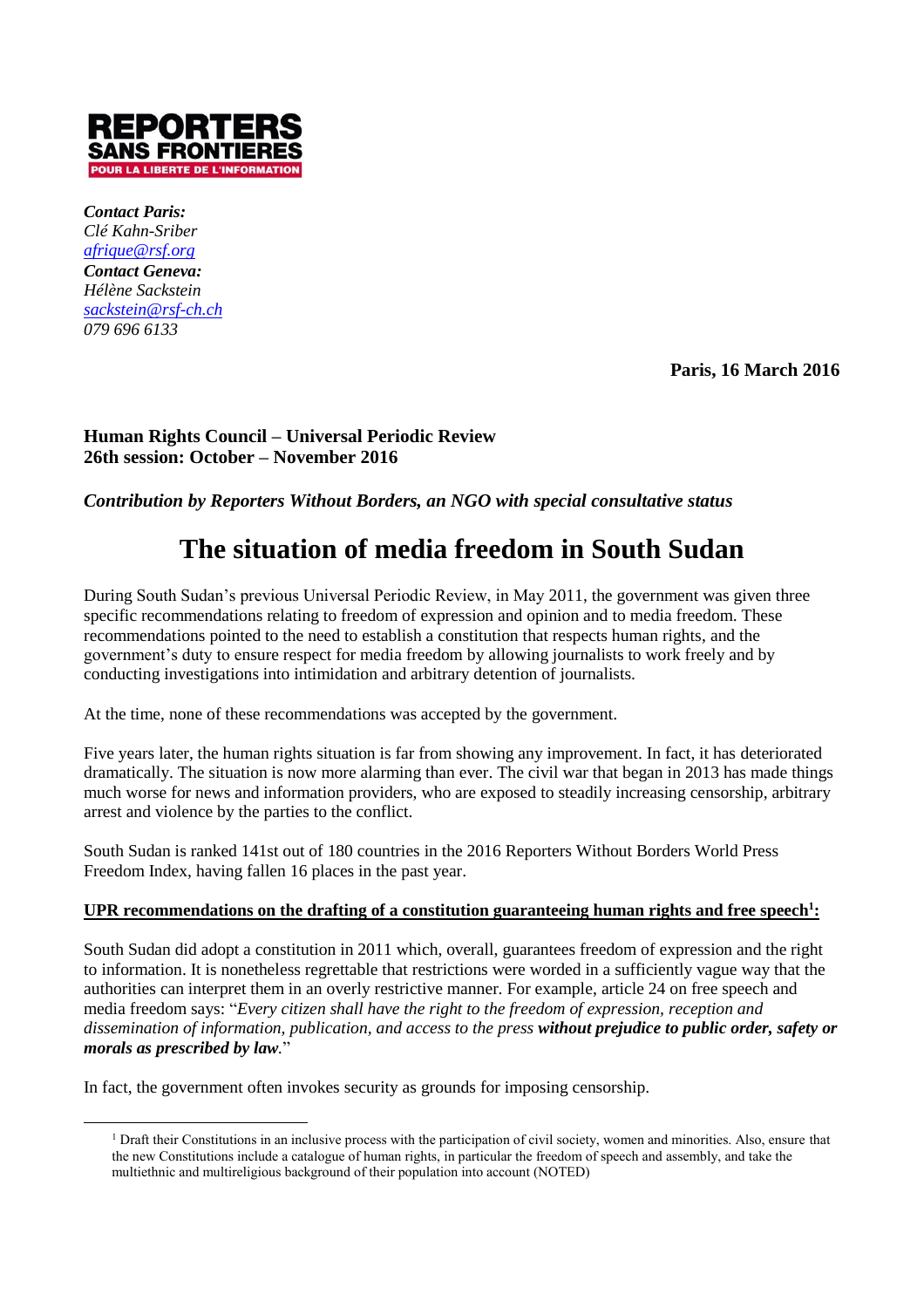**REPORTERS SANS FRONTIERES**
**POUR LA LIBERTE DE L'INFORMATION**

***Contact Paris:***
*Clé Kahn-Sriber*
*afrique@rsf.org*
***Contact Geneva:***
*Hélène Sackstein*
*sackstein@rsf-ch.ch*
*079 696 6133*

**Paris, 16 March 2016**

**Human Rights Council – Universal Periodic Review**
**26th session: October – November 2016**

***Contribution by Reporters Without Borders, an NGO with special consultative status***

# The situation of media freedom in South Sudan

During South Sudan's previous Universal Periodic Review, in May 2011, the government was given three specific recommendations relating to freedom of expression and opinion and to media freedom. These recommendations pointed to the need to establish a constitution that respects human rights, and the government's duty to ensure respect for media freedom by allowing journalists to work freely and by conducting investigations into intimidation and arbitrary detention of journalists.

At the time, none of these recommendations was accepted by the government.

Five years later, the human rights situation is far from showing any improvement. In fact, it has deteriorated dramatically. The situation is now more alarming than ever. The civil war that began in 2013 has made things much worse for news and information providers, who are exposed to steadily increasing censorship, arbitrary arrest and violence by the parties to the conflict.

South Sudan is ranked 141st out of 180 countries in the 2016 Reporters Without Borders World Press Freedom Index, having fallen 16 places in the past year.

**UPR recommendations on the drafting of a constitution guaranteeing human rights and free speech[1]:**

South Sudan did adopt a constitution in 2011 which, overall, guarantees freedom of expression and the right to information. It is nonetheless regrettable that restrictions were worded in a sufficiently vague way that the authorities can interpret them in an overly restrictive manner. For example, article 24 on free speech and media freedom says: "*Every citizen shall have the right to the freedom of expression, reception and dissemination of information, publication, and access to the press* ***without prejudice to public order, safety or morals as prescribed by law.***"

In fact, the government often invokes security as grounds for imposing censorship.

[1] Draft their Constitutions in an inclusive process with the participation of civil society, women and minorities. Also, ensure that the new Constitutions include a catalogue of human rights, in particular the freedom of speech and assembly, and take the multiethnic and multireligious background of their population into account (NOTED)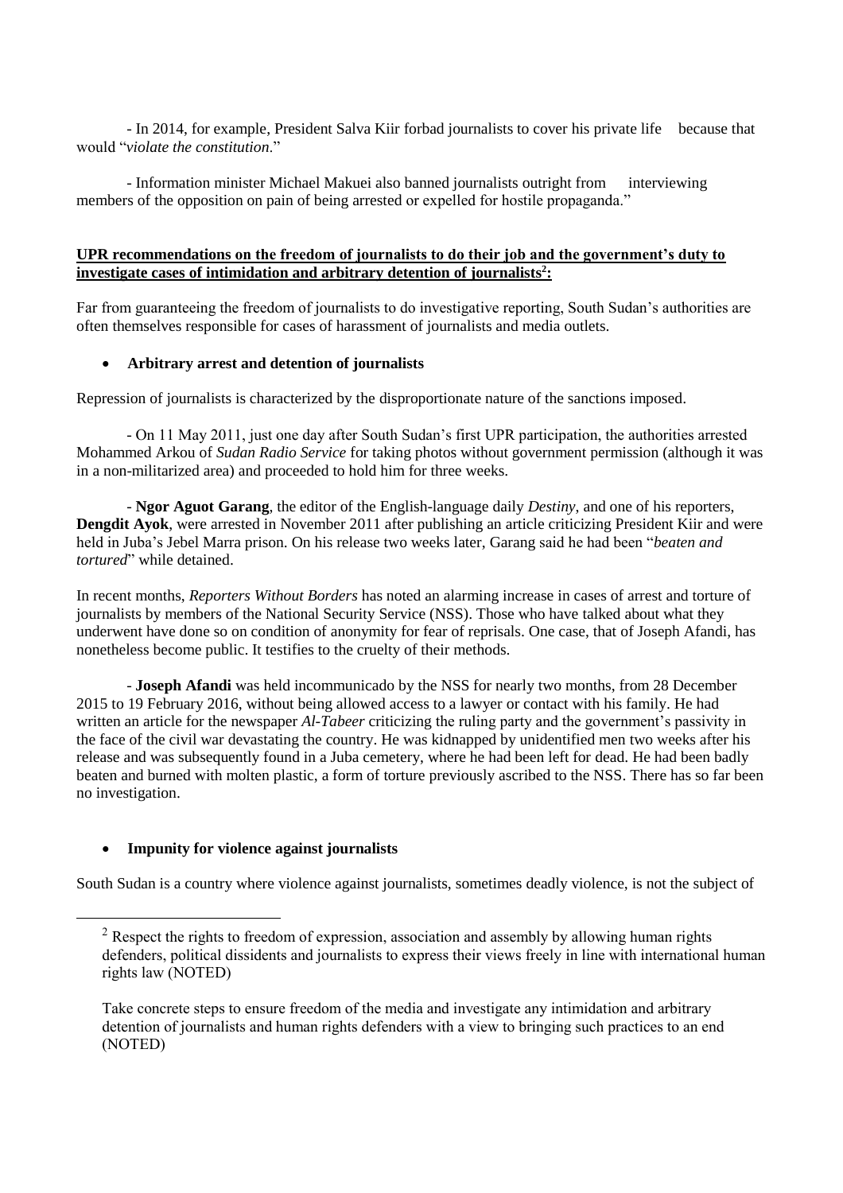- In 2014, for example, President Salva Kiir forbad journalists to cover his private life because that would "*violate the constitution*."

- Information minister Michael Makuei also banned journalists outright from interviewing members of the opposition on pain of being arrested or expelled for hostile propaganda."

**UPR recommendations on the freedom of journalists to do their job and the government's duty to investigate cases of intimidation and arbitrary detention of journalists[2]:**

Far from guaranteeing the freedom of journalists to do investigative reporting, South Sudan's authorities are often themselves responsible for cases of harassment of journalists and media outlets.

- **Arbitrary arrest and detention of journalists**

Repression of journalists is characterized by the disproportionate nature of the sanctions imposed.

- On 11 May 2011, just one day after South Sudan's first UPR participation, the authorities arrested Mohammed Arkou of *Sudan Radio Service* for taking photos without government permission (although it was in a non-militarized area) and proceeded to hold him for three weeks.

- **Ngor Aguot Garang**, the editor of the English-language daily *Destiny*, and one of his reporters, **Dengdit Ayok**, were arrested in November 2011 after publishing an article criticizing President Kiir and were held in Juba's Jebel Marra prison. On his release two weeks later, Garang said he had been "*beaten and tortured*" while detained.

In recent months, *Reporters Without Borders* has noted an alarming increase in cases of arrest and torture of journalists by members of the National Security Service (NSS). Those who have talked about what they underwent have done so on condition of anonymity for fear of reprisals. One case, that of Joseph Afandi, has nonetheless become public. It testifies to the cruelty of their methods.

- **Joseph Afandi** was held incommunicado by the NSS for nearly two months, from 28 December 2015 to 19 February 2016, without being allowed access to a lawyer or contact with his family. He had written an article for the newspaper *Al-Tabeer* criticizing the ruling party and the government's passivity in the face of the civil war devastating the country. He was kidnapped by unidentified men two weeks after his release and was subsequently found in a Juba cemetery, where he had been left for dead. He had been badly beaten and burned with molten plastic, a form of torture previously ascribed to the NSS. There has so far been no investigation.

- **Impunity for violence against journalists**

South Sudan is a country where violence against journalists, sometimes deadly violence, is not the subject of

---

[2] Respect the rights to freedom of expression, association and assembly by allowing human rights defenders, political dissidents and journalists to express their views freely in line with international human rights law (NOTED)

Take concrete steps to ensure freedom of the media and investigate any intimidation and arbitrary detention of journalists and human rights defenders with a view to bringing such practices to an end (NOTED)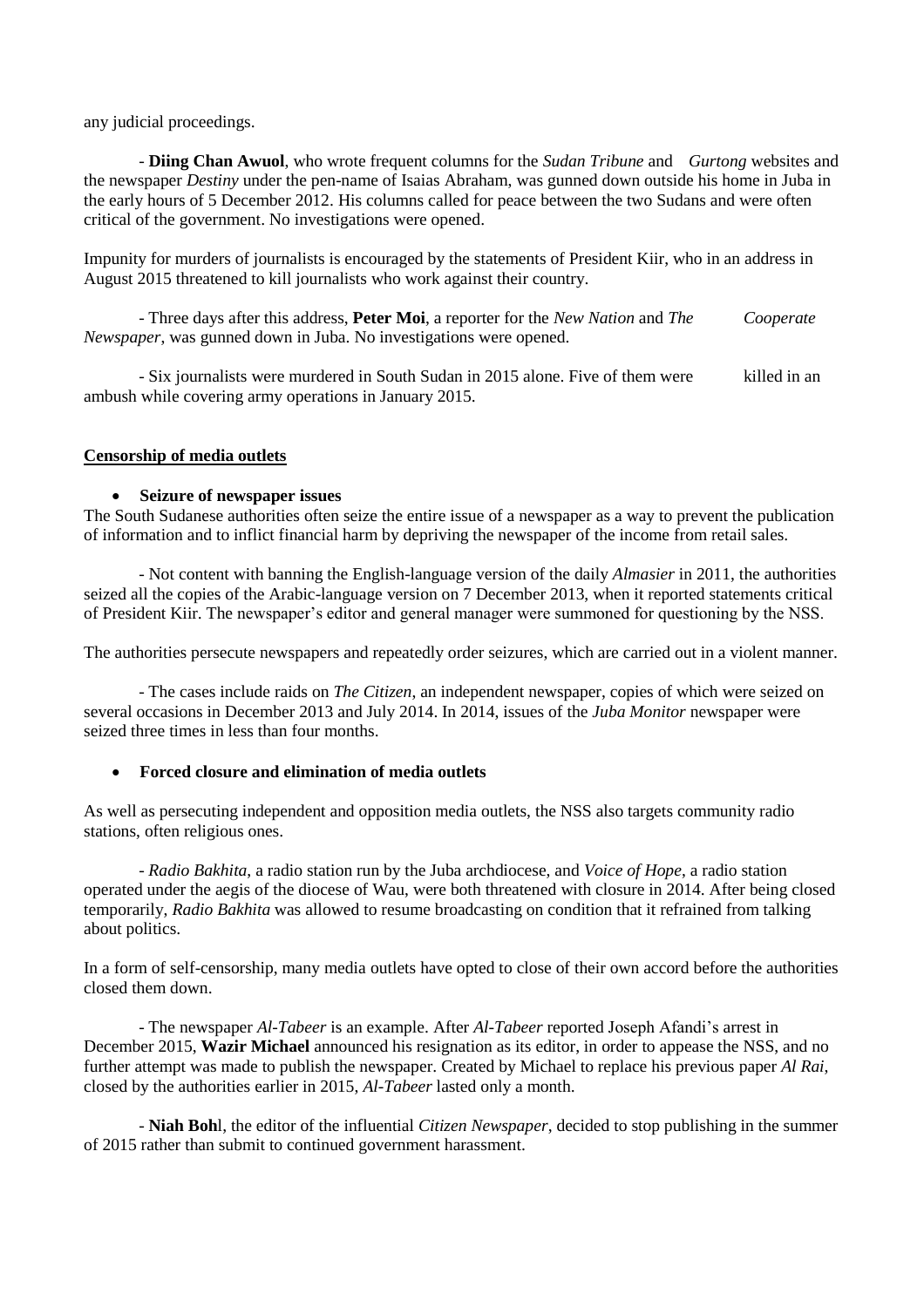any judicial proceedings.

- **Diing Chan Awuol**, who wrote frequent columns for the *Sudan Tribune* and *Gurtong* websites and the newspaper *Destiny* under the pen-name of Isaias Abraham, was gunned down outside his home in Juba in the early hours of 5 December 2012. His columns called for peace between the two Sudans and were often critical of the government. No investigations were opened.

Impunity for murders of journalists is encouraged by the statements of President Kiir, who in an address in August 2015 threatened to kill journalists who work against their country.

- Three days after this address, **Peter Moi**, a reporter for the *New Nation* and *The Cooperate Newspaper*, was gunned down in Juba. No investigations were opened.

- Six journalists were murdered in South Sudan in 2015 alone. Five of them were killed in an ambush while covering army operations in January 2015.

## Censorship of media outlets

- **Seizure of newspaper issues**

The South Sudanese authorities often seize the entire issue of a newspaper as a way to prevent the publication of information and to inflict financial harm by depriving the newspaper of the income from retail sales.

- Not content with banning the English-language version of the daily *Almasier* in 2011, the authorities seized all the copies of the Arabic-language version on 7 December 2013, when it reported statements critical of President Kiir. The newspaper's editor and general manager were summoned for questioning by the NSS.

The authorities persecute newspapers and repeatedly order seizures, which are carried out in a violent manner.

- The cases include raids on *The Citizen*, an independent newspaper, copies of which were seized on several occasions in December 2013 and July 2014. In 2014, issues of the *Juba Monitor* newspaper were seized three times in less than four months.

- **Forced closure and elimination of media outlets**

As well as persecuting independent and opposition media outlets, the NSS also targets community radio stations, often religious ones.

- *Radio Bakhita*, a radio station run by the Juba archdiocese, and *Voice of Hope*, a radio station operated under the aegis of the diocese of Wau, were both threatened with closure in 2014. After being closed temporarily, *Radio Bakhita* was allowed to resume broadcasting on condition that it refrained from talking about politics.

In a form of self-censorship, many media outlets have opted to close of their own accord before the authorities closed them down.

- The newspaper *Al-Tabeer* is an example. After *Al-Tabeer* reported Joseph Afandi's arrest in December 2015, **Wazir Michael** announced his resignation as its editor, in order to appease the NSS, and no further attempt was made to publish the newspaper. Created by Michael to replace his previous paper *Al Rai*, closed by the authorities earlier in 2015, *Al-Tabeer* lasted only a month.

- **Niah Bohl**, the editor of the influential *Citizen Newspaper*, decided to stop publishing in the summer of 2015 rather than submit to continued government harassment.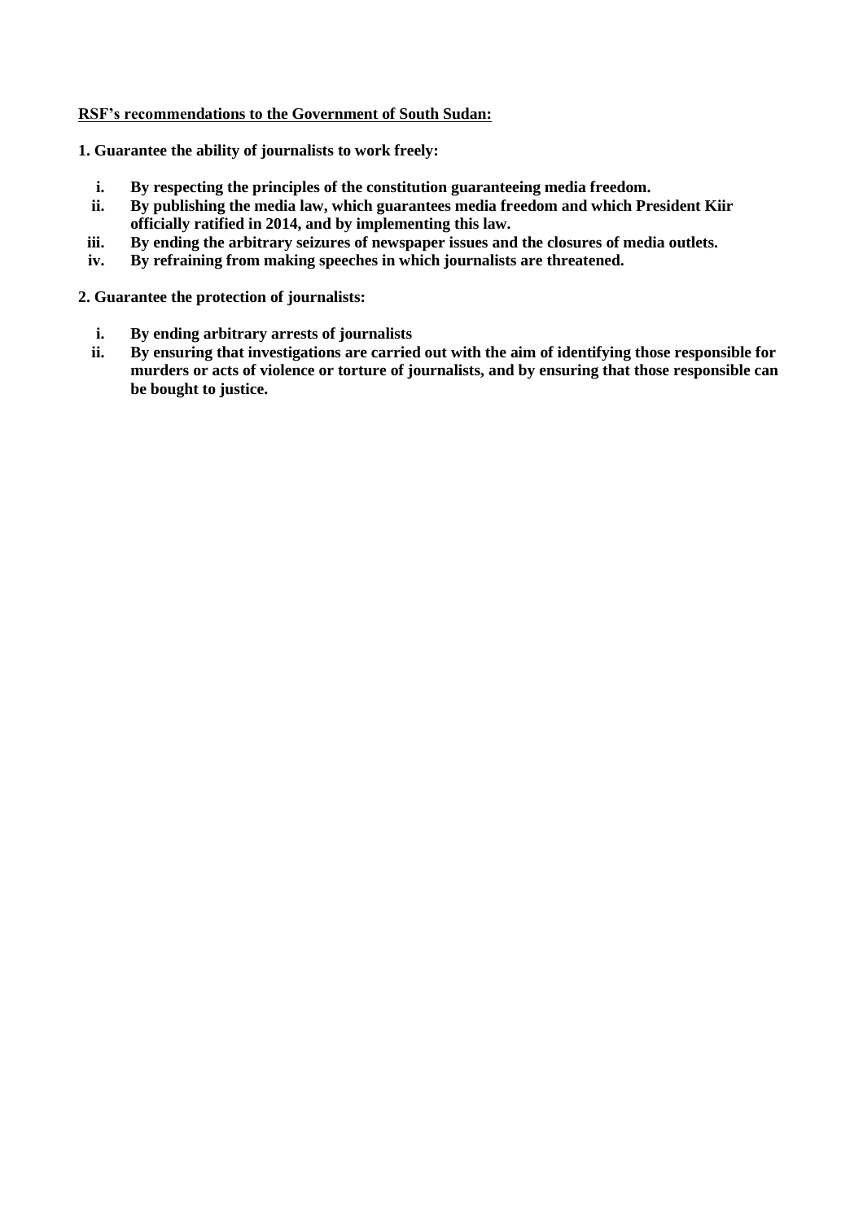**RSF's recommendations to the Government of South Sudan:**

**1. Guarantee the ability of journalists to work freely:**

- **i. By respecting the principles of the constitution guaranteeing media freedom.**
- **ii. By publishing the media law, which guarantees media freedom and which President Kiir officially ratified in 2014, and by implementing this law.**
- **iii. By ending the arbitrary seizures of newspaper issues and the closures of media outlets.**
- **iv. By refraining from making speeches in which journalists are threatened.**

**2. Guarantee the protection of journalists:**

- **i. By ending arbitrary arrests of journalists**
- **ii. By ensuring that investigations are carried out with the aim of identifying those responsible for murders or acts of violence or torture of journalists, and by ensuring that those responsible can be bought to justice.**